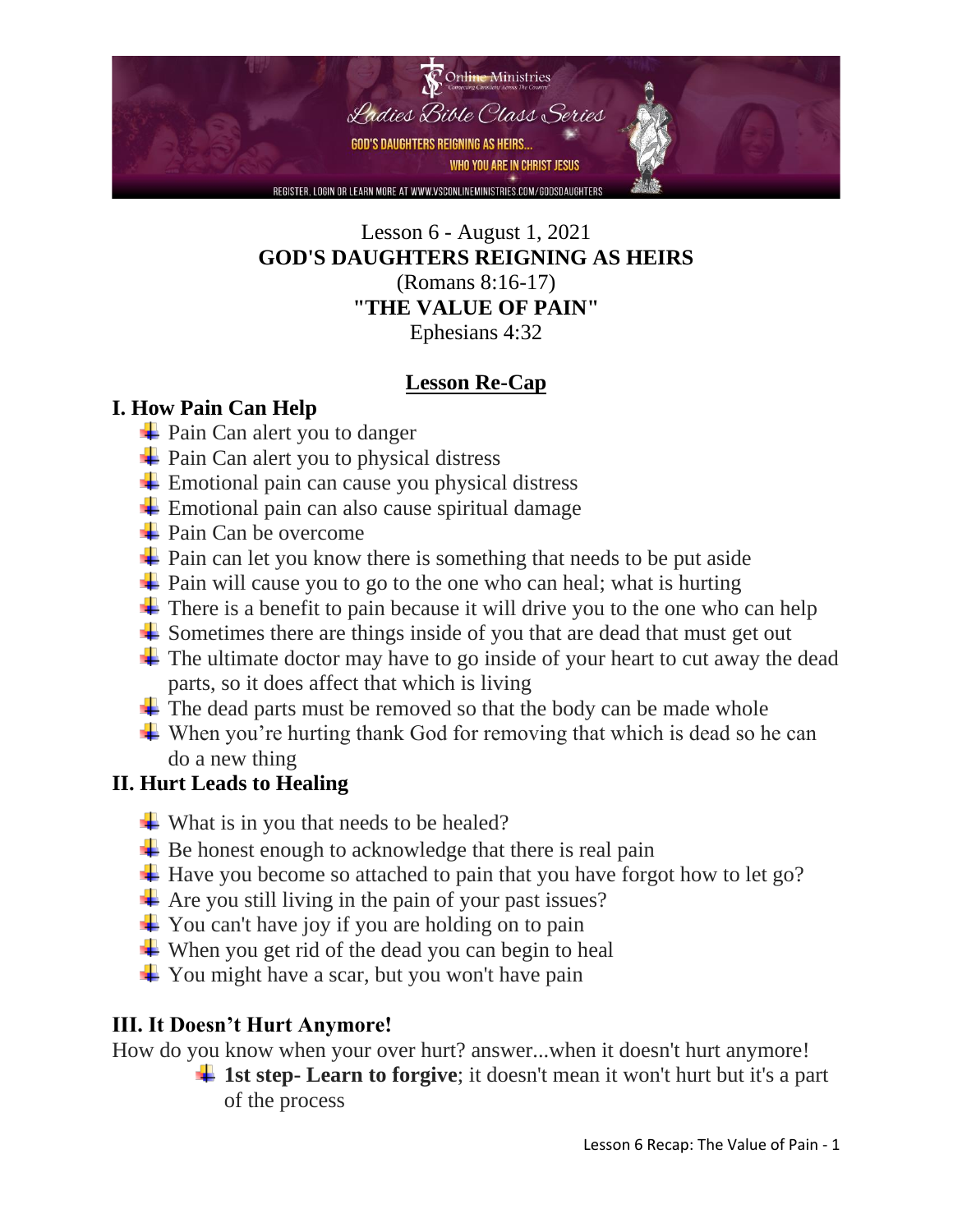Lesson 6 - August 1, 2021

**GOD'S DAUGHTERS REIGNING AS HEIRS**

(Romans 8:16-17)

**"THE VALUE OF PAIN"**

Ephesians 4:32

## Lesson Re-Cap

### I. How Pain Can Help

- Pain Can alert you to danger
- Pain Can alert you to physical distress
- Emotional pain can cause you physical distress
- Emotional pain can also cause spiritual damage
- Pain Can be overcome
- Pain can let you know there is something that needs to be put aside
- Pain will cause you to go to the one who can heal; what is hurting
- There is a benefit to pain because it will drive you to the one who can help
- Sometimes there are things inside of you that are dead that must get out
- The ultimate doctor may have to go inside of your heart to cut away the dead parts, so it does affect that which is living
- The dead parts must be removed so that the body can be made whole
- When you're hurting thank God for removing that which is dead so he can do a new thing

### II. Hurt Leads to Healing

- What is in you that needs to be healed?
- Be honest enough to acknowledge that there is real pain
- Have you become so attached to pain that you have forgot how to let go?
- Are you still living in the pain of your past issues?
- You can't have joy if you are holding on to pain
- When you get rid of the dead you can begin to heal
- You might have a scar, but you won't have pain

### III. It Doesn't Hurt Anymore!

How do you know when your over hurt? answer...when it doesn't hurt anymore!

- **1st step- Learn to forgive**; it doesn't mean it won't hurt but it's a part of the process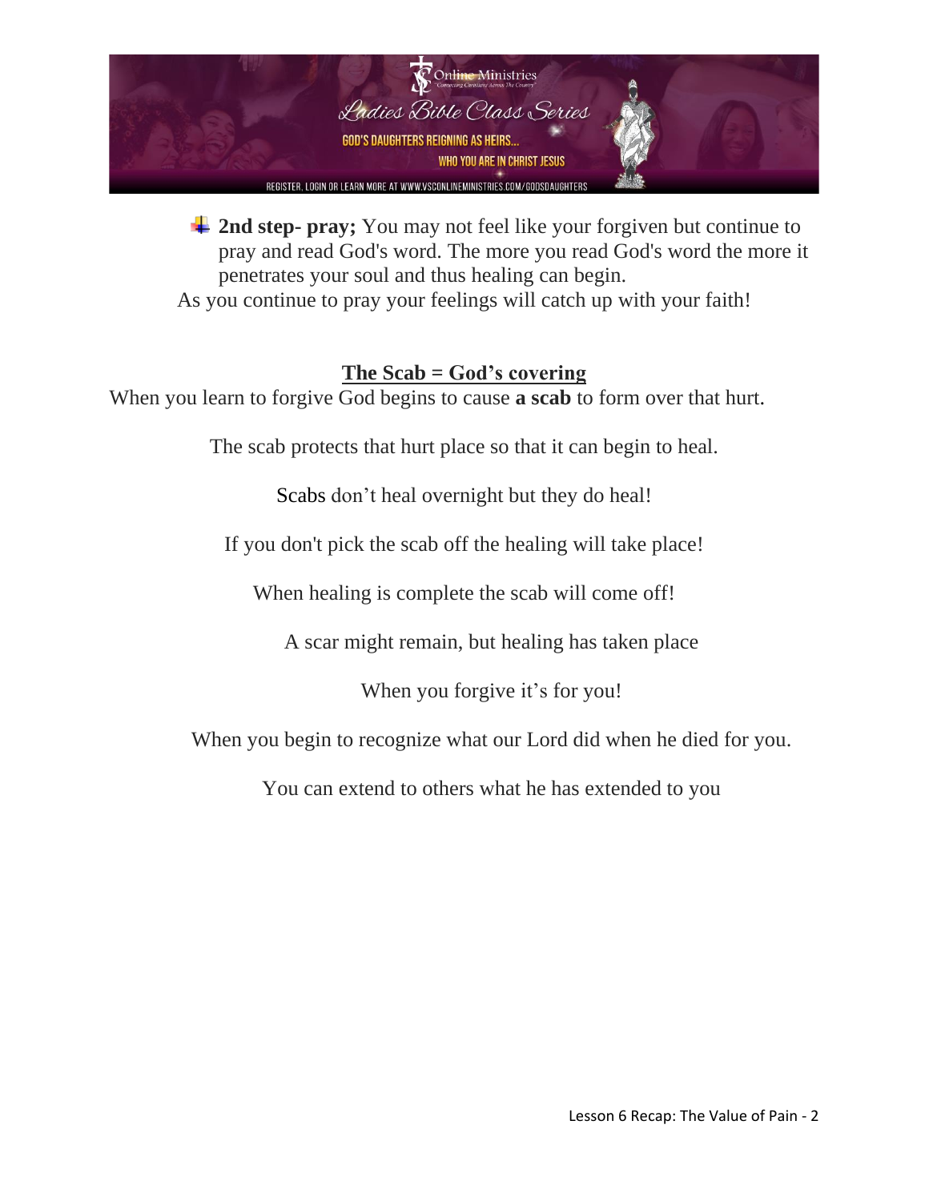- **2nd step- pray;** You may not feel like your forgiven but continue to pray and read God's word. The more you read God's word the more it penetrates your soul and thus healing can begin.

As you continue to pray your feelings will catch up with your faith!

**The Scab = God's covering**

When you learn to forgive God begins to cause **a scab** to form over that hurt.

The scab protects that hurt place so that it can begin to heal.

Scabs don't heal overnight but they do heal!

If you don't pick the scab off the healing will take place!

When healing is complete the scab will come off!

A scar might remain, but healing has taken place

When you forgive it's for you!

When you begin to recognize what our Lord did when he died for you.

You can extend to others what he has extended to you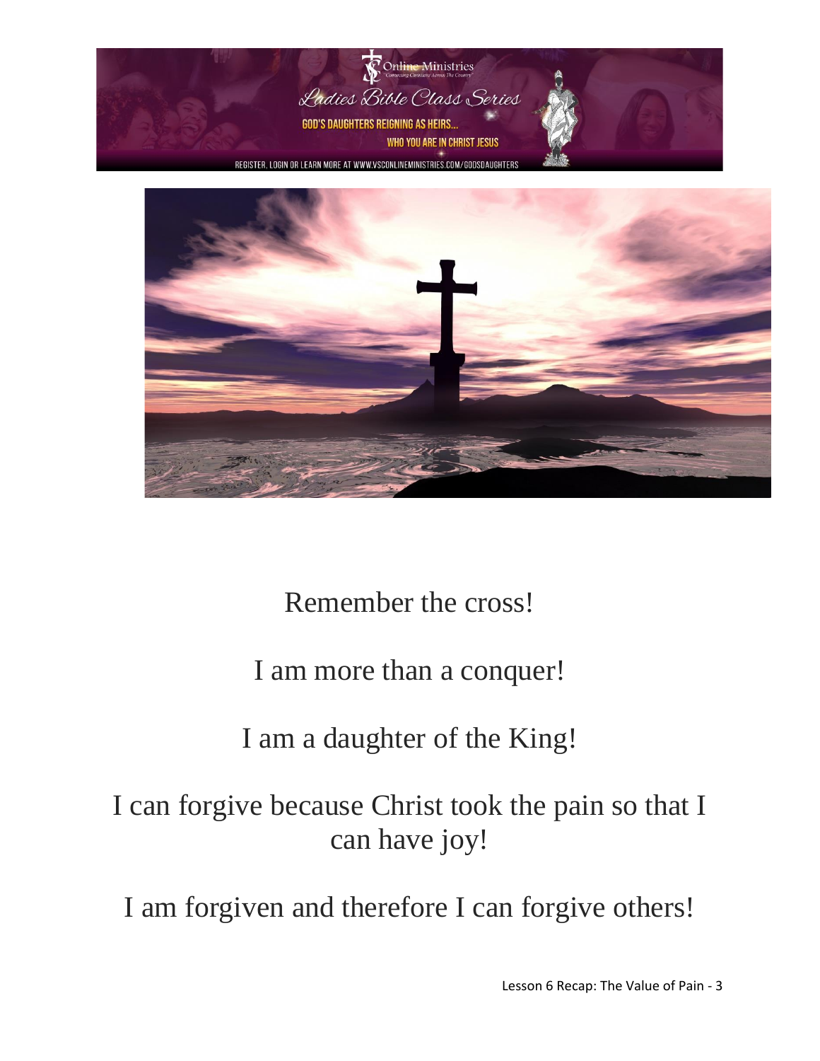Remember the cross!

I am more than a conquer!

I am a daughter of the King!

I can forgive because Christ took the pain so that I can have joy!

I am forgiven and therefore I can forgive others!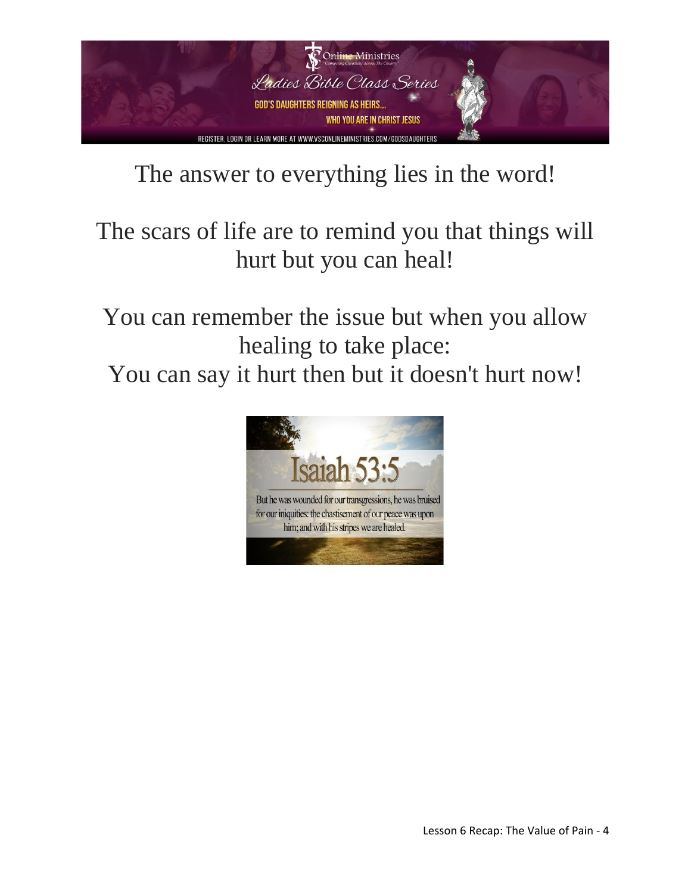The answer to everything lies in the word!

The scars of life are to remind you that things will hurt but you can heal!

You can remember the issue but when you allow healing to take place:
You can say it hurt then but it doesn't hurt now!

Isaiah 53:5

But he was wounded for our transgressions, he was bruised for our iniquities: the chastisement of our peace was upon him; and with his stripes we are healed.